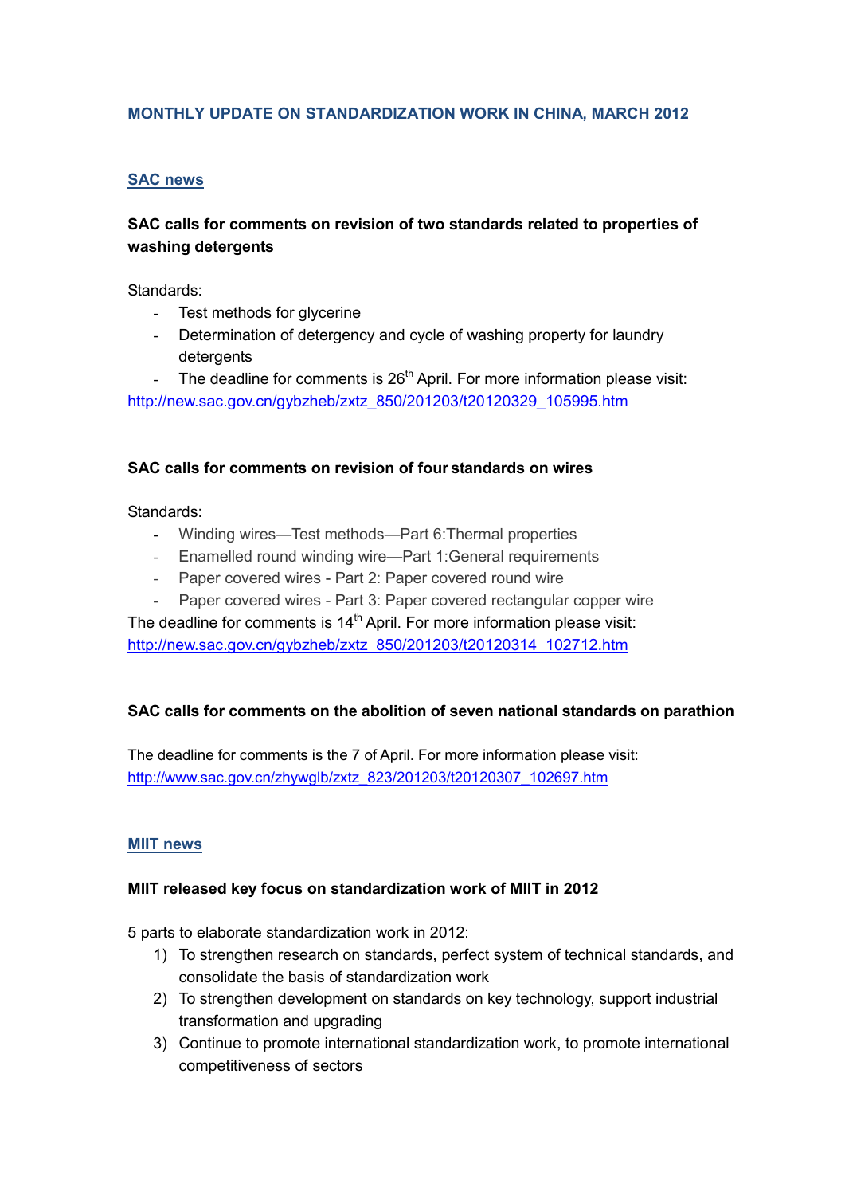# MONTHLY UPDATE ON STANDARDIZATION WORK IN CHINA, MARCH 2012

## SAC news

### SAC calls for comments on revision of two standards related to properties of washing detergents

Standards:

- Test methods for glycerine
- Determination of detergency and cycle of washing property for laundry detergents
- The deadline for comments is 26th April. For more information please visit: http://new.sac.gov.cn/gybzheb/zxtz_850/201203/t20120329_105995.htm

### SAC calls for comments on revision of four standards on wires

Standards:

- Winding wires—Test methods—Part 6:Thermal properties
- Enamelled round winding wire—Part 1:General requirements
- Paper covered wires - Part 2: Paper covered round wire
- Paper covered wires - Part 3: Paper covered rectangular copper wire

The deadline for comments is 14th April. For more information please visit: http://new.sac.gov.cn/gybzheb/zxtz_850/201203/t20120314_102712.htm

### SAC calls for comments on the abolition of seven national standards on parathion

The deadline for comments is the 7 of April. For more information please visit: http://www.sac.gov.cn/zhywglb/zxtz_823/201203/t20120307_102697.htm

## MIIT news

### MIIT released key focus on standardization work of MIIT in 2012

5 parts to elaborate standardization work in 2012:

1) To strengthen research on standards, perfect system of technical standards, and consolidate the basis of standardization work
2) To strengthen development on standards on key technology, support industrial transformation and upgrading
3) Continue to promote international standardization work, to promote international competitiveness of sectors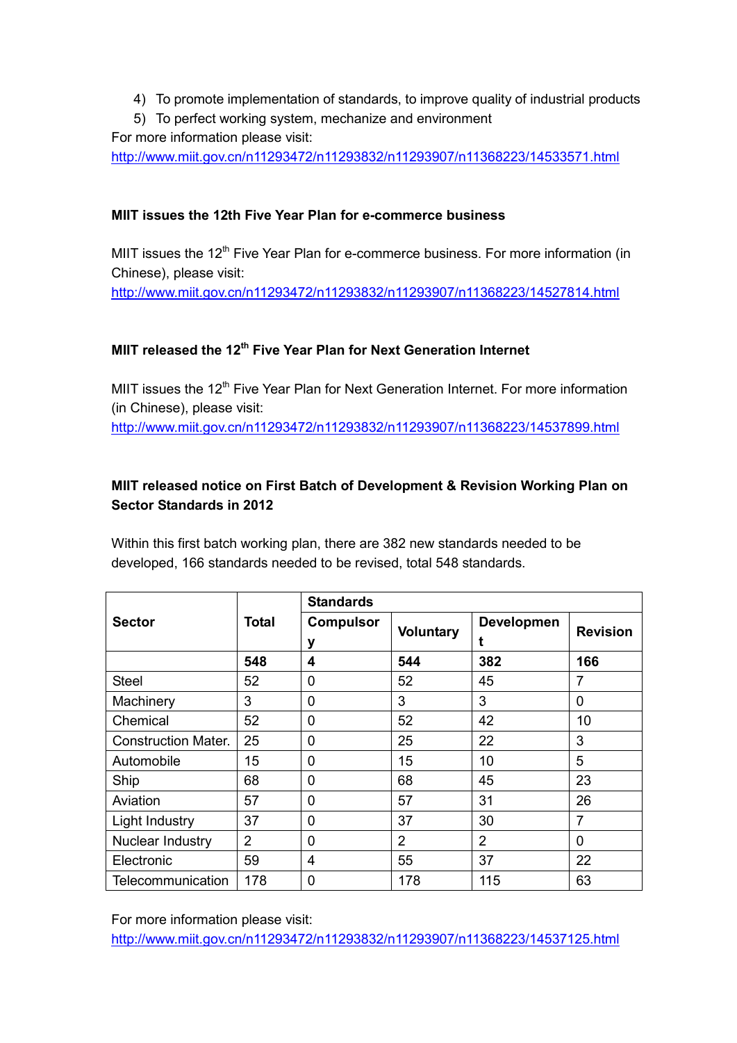4) To promote implementation of standards, to improve quality of industrial products
5) To perfect working system, mechanize and environment

For more information please visit:
http://www.miit.gov.cn/n11293472/n11293832/n11293907/n11368223/14533571.html

**MIIT issues the 12th Five Year Plan for e-commerce business**

MIIT issues the 12th Five Year Plan for e-commerce business. For more information (in Chinese), please visit:
http://www.miit.gov.cn/n11293472/n11293832/n11293907/n11368223/14527814.html

**MIIT released the 12th Five Year Plan for Next Generation Internet**

MIIT issues the 12th Five Year Plan for Next Generation Internet. For more information (in Chinese), please visit:
http://www.miit.gov.cn/n11293472/n11293832/n11293907/n11368223/14537899.html

**MIIT released notice on First Batch of Development & Revision Working Plan on Sector Standards in 2012**

Within this first batch working plan, there are 382 new standards needed to be developed, 166 standards needed to be revised, total 548 standards.

| Sector | Total | Standards | | | |
|---|---|---|---|---|---|
| | | Compulsory | Voluntary | Development | Revision |
| | **548** | **4** | **544** | **382** | **166** |
| Steel | 52 | 0 | 52 | 45 | 7 |
| Machinery | 3 | 0 | 3 | 3 | 0 |
| Chemical | 52 | 0 | 52 | 42 | 10 |
| Construction Mater. | 25 | 0 | 25 | 22 | 3 |
| Automobile | 15 | 0 | 15 | 10 | 5 |
| Ship | 68 | 0 | 68 | 45 | 23 |
| Aviation | 57 | 0 | 57 | 31 | 26 |
| Light Industry | 37 | 0 | 37 | 30 | 7 |
| Nuclear Industry | 2 | 0 | 2 | 2 | 0 |
| Electronic | 59 | 4 | 55 | 37 | 22 |
| Telecommunication | 178 | 0 | 178 | 115 | 63 |

For more information please visit:
http://www.miit.gov.cn/n11293472/n11293832/n11293907/n11368223/14537125.html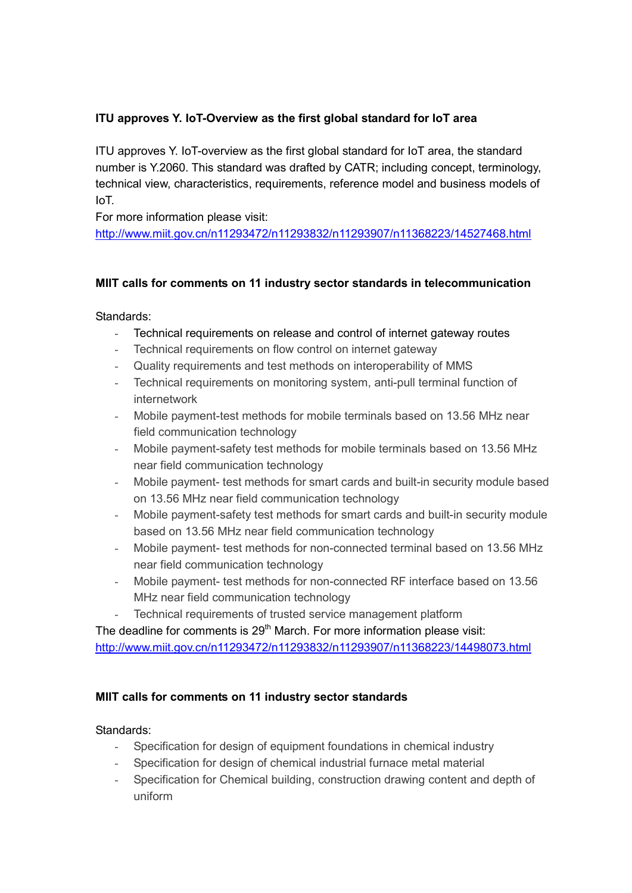**ITU approves Y. IoT-Overview as the first global standard for IoT area**

ITU approves Y. IoT-overview as the first global standard for IoT area, the standard number is Y.2060. This standard was drafted by CATR; including concept, terminology, technical view, characteristics, requirements, reference model and business models of IoT.

For more information please visit:
http://www.miit.gov.cn/n11293472/n11293832/n11293907/n11368223/14527468.html

**MIIT calls for comments on 11 industry sector standards in telecommunication**

Standards:

- Technical requirements on release and control of internet gateway routes
- Technical requirements on flow control on internet gateway
- Quality requirements and test methods on interoperability of MMS
- Technical requirements on monitoring system, anti-pull terminal function of internetwork
- Mobile payment-test methods for mobile terminals based on 13.56 MHz near field communication technology
- Mobile payment-safety test methods for mobile terminals based on 13.56 MHz near field communication technology
- Mobile payment- test methods for smart cards and built-in security module based on 13.56 MHz near field communication technology
- Mobile payment-safety test methods for smart cards and built-in security module based on 13.56 MHz near field communication technology
- Mobile payment- test methods for non-connected terminal based on 13.56 MHz near field communication technology
- Mobile payment- test methods for non-connected RF interface based on 13.56 MHz near field communication technology
- Technical requirements of trusted service management platform

The deadline for comments is 29th March. For more information please visit:
http://www.miit.gov.cn/n11293472/n11293832/n11293907/n11368223/14498073.html

**MIIT calls for comments on 11 industry sector standards**

Standards:

- Specification for design of equipment foundations in chemical industry
- Specification for design of chemical industrial furnace metal material
- Specification for Chemical building, construction drawing content and depth of uniform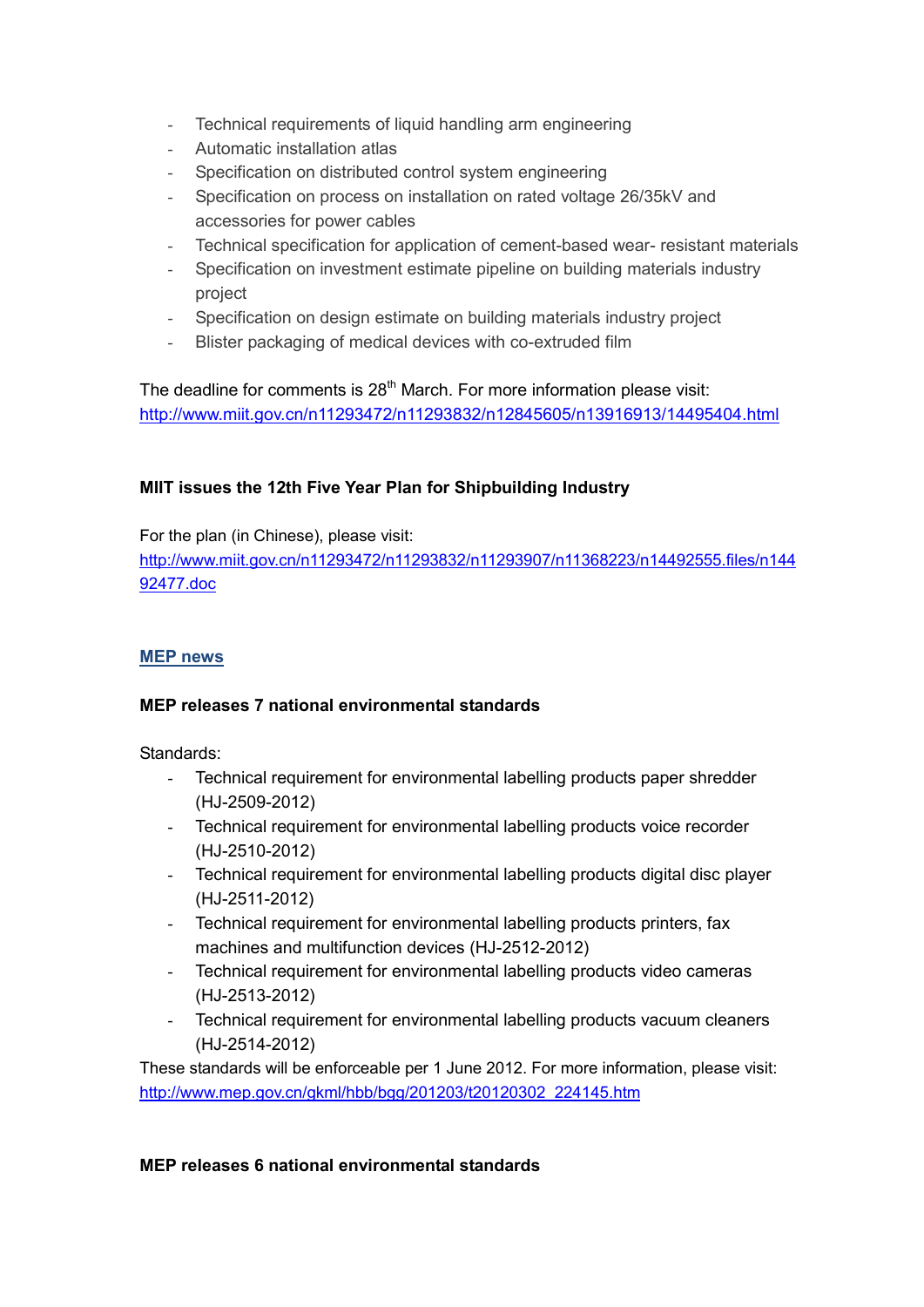- Technical requirements of liquid handling arm engineering
- Automatic installation atlas
- Specification on distributed control system engineering
- Specification on process on installation on rated voltage 26/35kV and accessories for power cables
- Technical specification for application of cement-based wear- resistant materials
- Specification on investment estimate pipeline on building materials industry project
- Specification on design estimate on building materials industry project
- Blister packaging of medical devices with co-extruded film

The deadline for comments is 28th March. For more information please visit: http://www.miit.gov.cn/n11293472/n11293832/n12845605/n13916913/14495404.html

**MIIT issues the 12th Five Year Plan for Shipbuilding Industry**

For the plan (in Chinese), please visit: http://www.miit.gov.cn/n11293472/n11293832/n11293907/n11368223/n14492555.files/n14492477.doc

**MEP news**

**MEP releases 7 national environmental standards**

Standards:

- Technical requirement for environmental labelling products paper shredder (HJ-2509-2012)
- Technical requirement for environmental labelling products voice recorder (HJ-2510-2012)
- Technical requirement for environmental labelling products digital disc player (HJ-2511-2012)
- Technical requirement for environmental labelling products printers, fax machines and multifunction devices (HJ-2512-2012)
- Technical requirement for environmental labelling products video cameras (HJ-2513-2012)
- Technical requirement for environmental labelling products vacuum cleaners (HJ-2514-2012)

These standards will be enforceable per 1 June 2012. For more information, please visit: http://www.mep.gov.cn/gkml/hbb/bgg/201203/t20120302_224145.htm

**MEP releases 6 national environmental standards**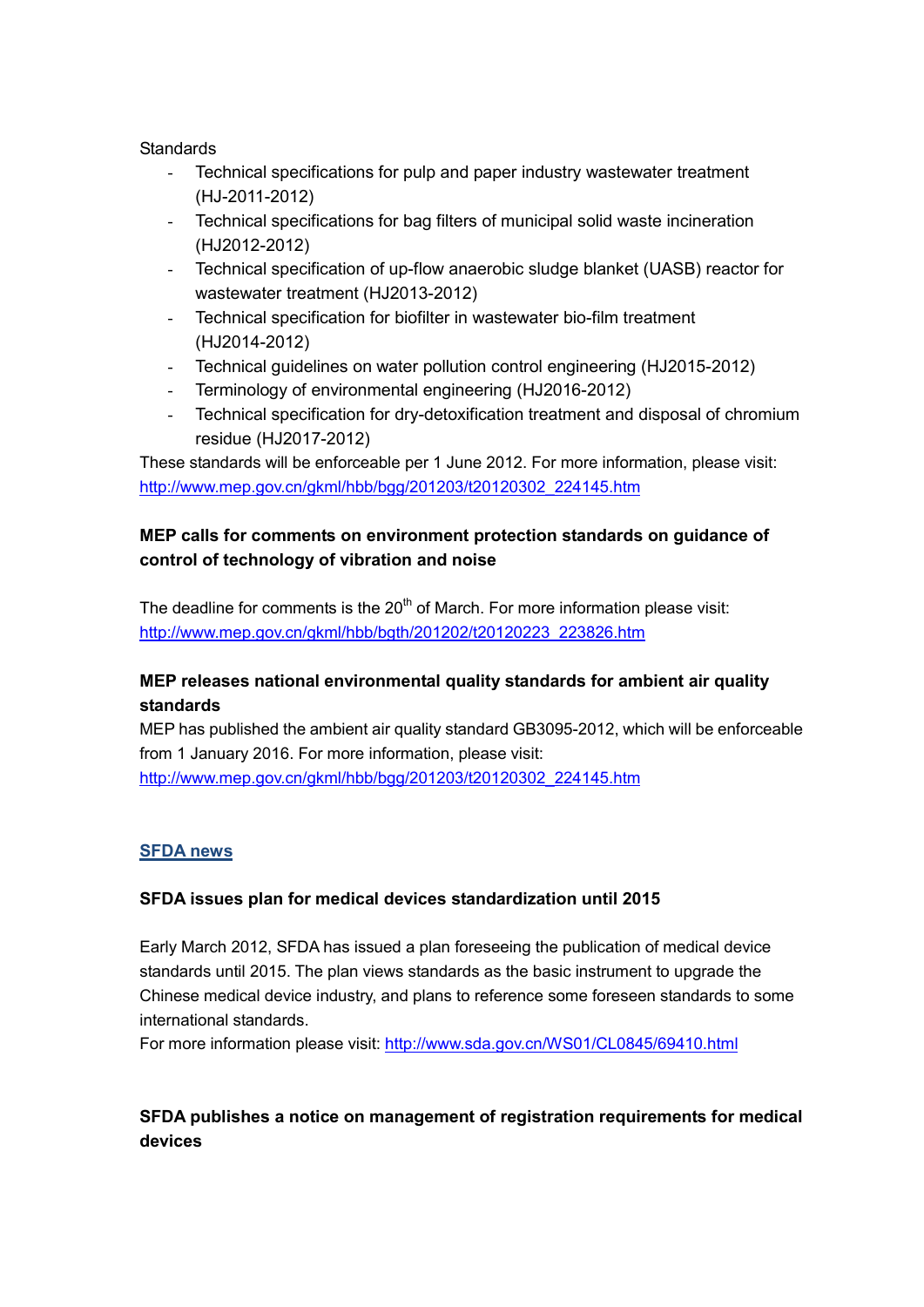Standards

- Technical specifications for pulp and paper industry wastewater treatment (HJ-2011-2012)
- Technical specifications for bag filters of municipal solid waste incineration (HJ2012-2012)
- Technical specification of up-flow anaerobic sludge blanket (UASB) reactor for wastewater treatment (HJ2013-2012)
- Technical specification for biofilter in wastewater bio-film treatment (HJ2014-2012)
- Technical guidelines on water pollution control engineering (HJ2015-2012)
- Terminology of environmental engineering (HJ2016-2012)
- Technical specification for dry-detoxification treatment and disposal of chromium residue (HJ2017-2012)

These standards will be enforceable per 1 June 2012. For more information, please visit: http://www.mep.gov.cn/gkml/hbb/bgg/201203/t20120302_224145.htm

**MEP calls for comments on environment protection standards on guidance of control of technology of vibration and noise**

The deadline for comments is the 20th of March. For more information please visit: http://www.mep.gov.cn/gkml/hbb/bgth/201202/t20120223_223826.htm

**MEP releases national environmental quality standards for ambient air quality standards**

MEP has published the ambient air quality standard GB3095-2012, which will be enforceable from 1 January 2016. For more information, please visit: http://www.mep.gov.cn/gkml/hbb/bgg/201203/t20120302_224145.htm

## SFDA news

**SFDA issues plan for medical devices standardization until 2015**

Early March 2012, SFDA has issued a plan foreseeing the publication of medical device standards until 2015. The plan views standards as the basic instrument to upgrade the Chinese medical device industry, and plans to reference some foreseen standards to some international standards.

For more information please visit: http://www.sda.gov.cn/WS01/CL0845/69410.html

**SFDA publishes a notice on management of registration requirements for medical devices**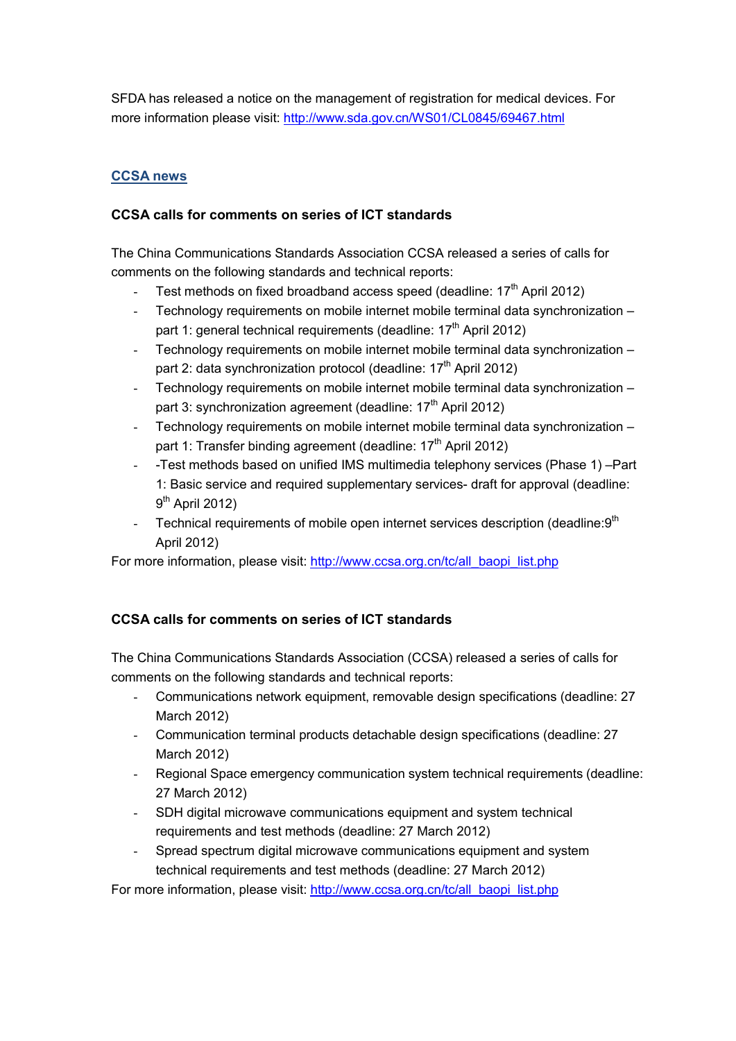SFDA has released a notice on the management of registration for medical devices. For more information please visit: http://www.sda.gov.cn/WS01/CL0845/69467.html

## CCSA news

### CCSA calls for comments on series of ICT standards

The China Communications Standards Association CCSA released a series of calls for comments on the following standards and technical reports:

- Test methods on fixed broadband access speed (deadline: 17th April 2012)
- Technology requirements on mobile internet mobile terminal data synchronization – part 1: general technical requirements (deadline: 17th April 2012)
- Technology requirements on mobile internet mobile terminal data synchronization – part 2: data synchronization protocol (deadline: 17th April 2012)
- Technology requirements on mobile internet mobile terminal data synchronization – part 3: synchronization agreement (deadline: 17th April 2012)
- Technology requirements on mobile internet mobile terminal data synchronization – part 1: Transfer binding agreement (deadline: 17th April 2012)
- -Test methods based on unified IMS multimedia telephony services (Phase 1) –Part 1: Basic service and required supplementary services- draft for approval (deadline: 9th April 2012)
- Technical requirements of mobile open internet services description (deadline:9th April 2012)

For more information, please visit: http://www.ccsa.org.cn/tc/all_baopi_list.php

### CCSA calls for comments on series of ICT standards

The China Communications Standards Association (CCSA) released a series of calls for comments on the following standards and technical reports:

- Communications network equipment, removable design specifications (deadline: 27 March 2012)
- Communication terminal products detachable design specifications (deadline: 27 March 2012)
- Regional Space emergency communication system technical requirements (deadline: 27 March 2012)
- SDH digital microwave communications equipment and system technical requirements and test methods (deadline: 27 March 2012)
- Spread spectrum digital microwave communications equipment and system technical requirements and test methods (deadline: 27 March 2012)

For more information, please visit: http://www.ccsa.org.cn/tc/all_baopi_list.php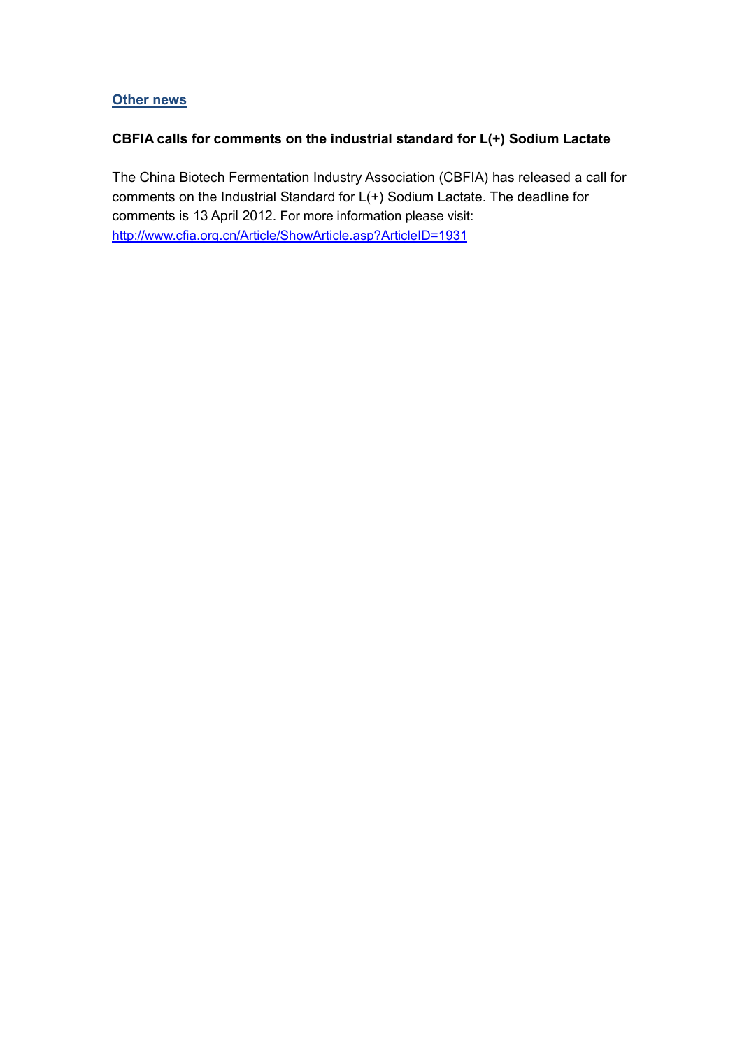## Other news

**CBFIA calls for comments on the industrial standard for L(+) Sodium Lactate**

The China Biotech Fermentation Industry Association (CBFIA) has released a call for comments on the Industrial Standard for L(+) Sodium Lactate. The deadline for comments is 13 April 2012. For more information please visit: http://www.cfia.org.cn/Article/ShowArticle.asp?ArticleID=1931